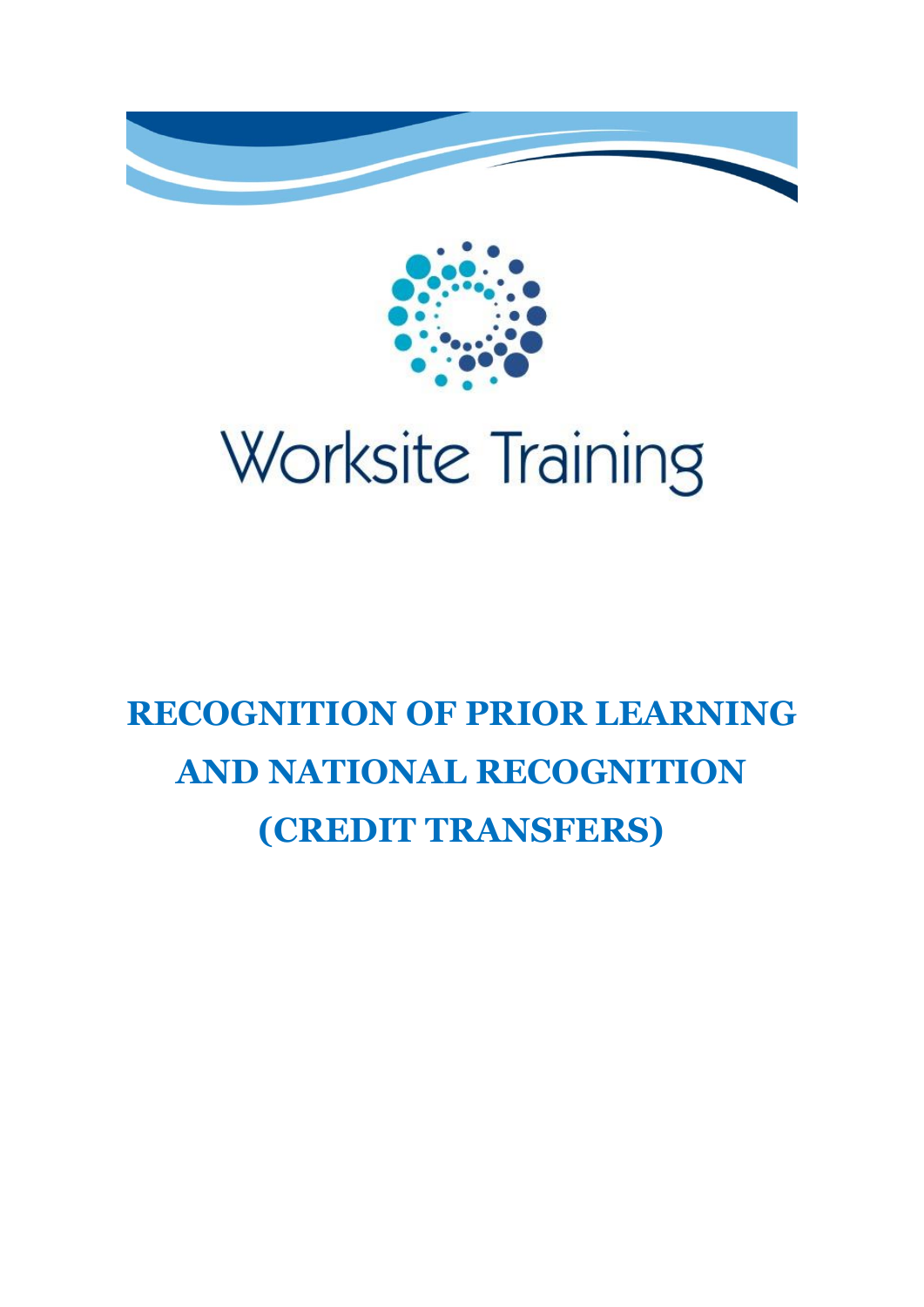Worksite Training

# RECOGNITION OF PRIOR LEARNING AND NATIONAL RECOGNITION (CREDIT TRANSFERS)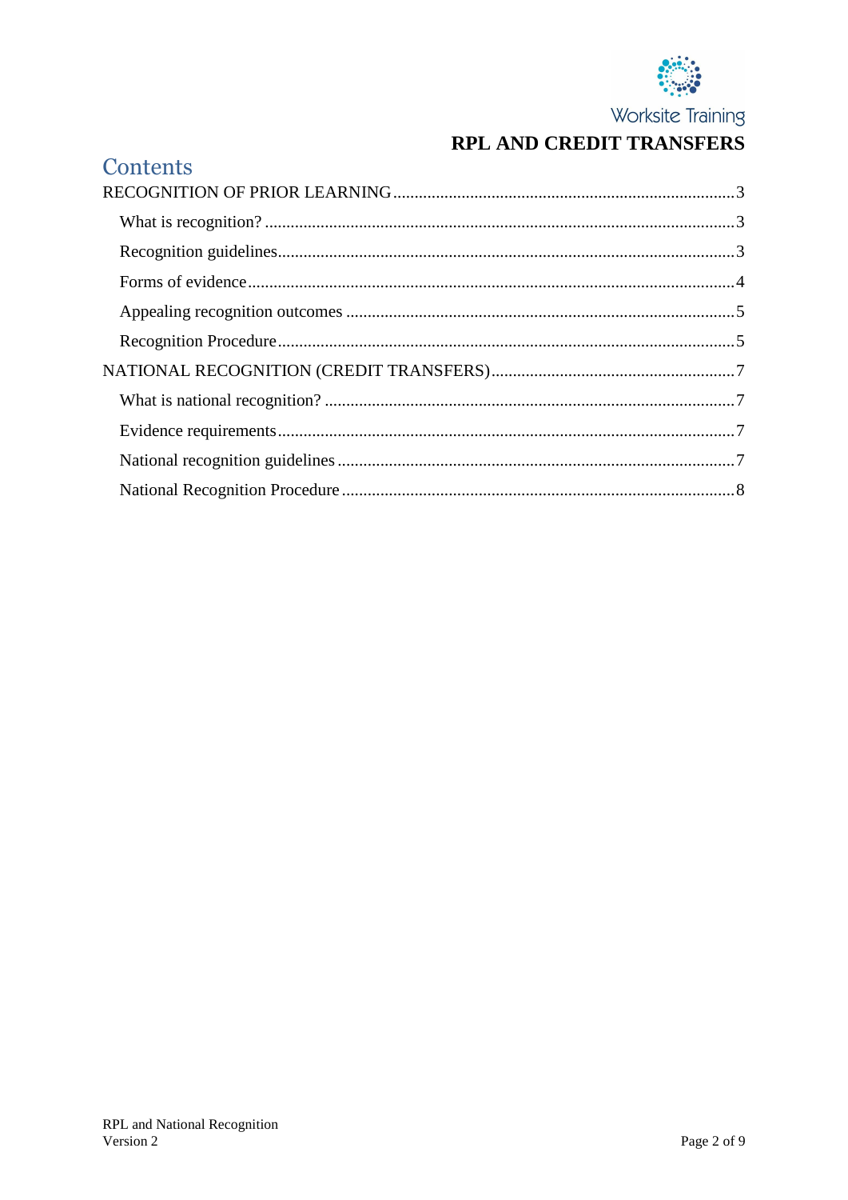## Contents

RECOGNITION OF PRIOR LEARNING ..... 3

- What is recognition? ..... 3
- Recognition guidelines ..... 3
- Forms of evidence ..... 4
- Appealing recognition outcomes ..... 5
- Recognition Procedure ..... 5

NATIONAL RECOGNITION (CREDIT TRANSFERS) ..... 7

- What is national recognition? ..... 7
- Evidence requirements ..... 7
- National recognition guidelines ..... 7
- National Recognition Procedure ..... 8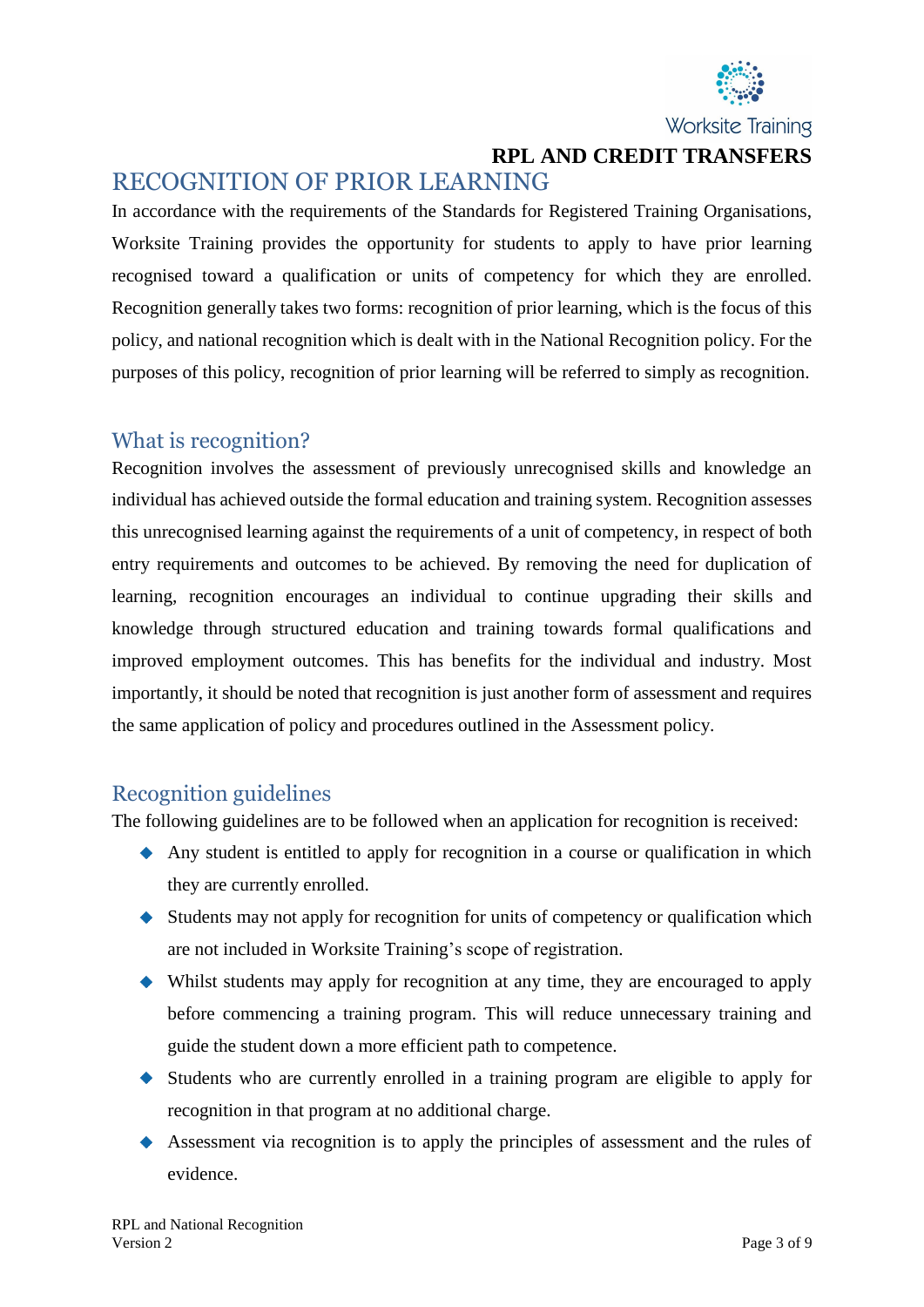# RECOGNITION OF PRIOR LEARNING

In accordance with the requirements of the Standards for Registered Training Organisations, Worksite Training provides the opportunity for students to apply to have prior learning recognised toward a qualification or units of competency for which they are enrolled. Recognition generally takes two forms: recognition of prior learning, which is the focus of this policy, and national recognition which is dealt with in the National Recognition policy. For the purposes of this policy, recognition of prior learning will be referred to simply as recognition.

## What is recognition?

Recognition involves the assessment of previously unrecognised skills and knowledge an individual has achieved outside the formal education and training system. Recognition assesses this unrecognised learning against the requirements of a unit of competency, in respect of both entry requirements and outcomes to be achieved. By removing the need for duplication of learning, recognition encourages an individual to continue upgrading their skills and knowledge through structured education and training towards formal qualifications and improved employment outcomes. This has benefits for the individual and industry. Most importantly, it should be noted that recognition is just another form of assessment and requires the same application of policy and procedures outlined in the Assessment policy.

## Recognition guidelines

The following guidelines are to be followed when an application for recognition is received:

- Any student is entitled to apply for recognition in a course or qualification in which they are currently enrolled.
- Students may not apply for recognition for units of competency or qualification which are not included in Worksite Training's scope of registration.
- Whilst students may apply for recognition at any time, they are encouraged to apply before commencing a training program. This will reduce unnecessary training and guide the student down a more efficient path to competence.
- Students who are currently enrolled in a training program are eligible to apply for recognition in that program at no additional charge.
- Assessment via recognition is to apply the principles of assessment and the rules of evidence.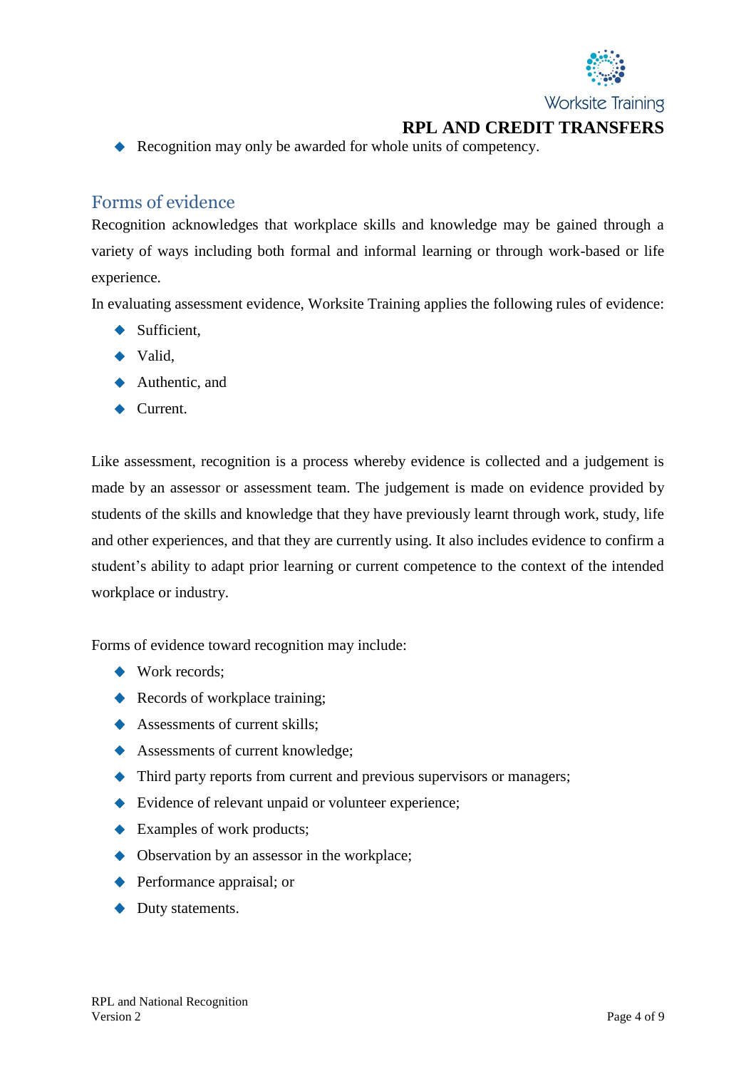- Recognition may only be awarded for whole units of competency.

## Forms of evidence

Recognition acknowledges that workplace skills and knowledge may be gained through a variety of ways including both formal and informal learning or through work-based or life experience.

In evaluating assessment evidence, Worksite Training applies the following rules of evidence:

- Sufficient,
- Valid,
- Authentic, and
- Current.

Like assessment, recognition is a process whereby evidence is collected and a judgement is made by an assessor or assessment team. The judgement is made on evidence provided by students of the skills and knowledge that they have previously learnt through work, study, life and other experiences, and that they are currently using. It also includes evidence to confirm a student's ability to adapt prior learning or current competence to the context of the intended workplace or industry.

Forms of evidence toward recognition may include:

- Work records;
- Records of workplace training;
- Assessments of current skills;
- Assessments of current knowledge;
- Third party reports from current and previous supervisors or managers;
- Evidence of relevant unpaid or volunteer experience;
- Examples of work products;
- Observation by an assessor in the workplace;
- Performance appraisal; or
- Duty statements.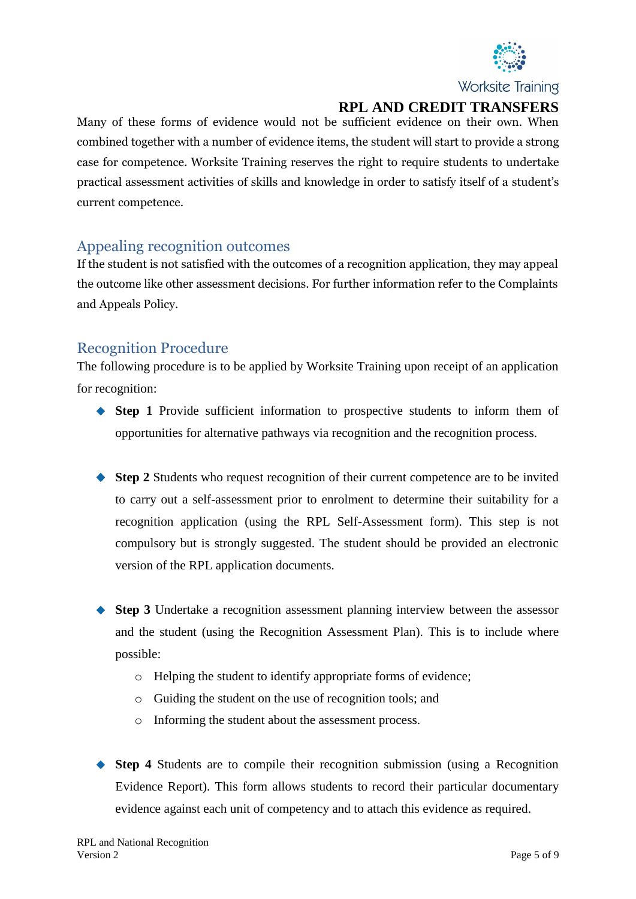Many of these forms of evidence would not be sufficient evidence on their own. When combined together with a number of evidence items, the student will start to provide a strong case for competence. Worksite Training reserves the right to require students to undertake practical assessment activities of skills and knowledge in order to satisfy itself of a student's current competence.

## Appealing recognition outcomes

If the student is not satisfied with the outcomes of a recognition application, they may appeal the outcome like other assessment decisions. For further information refer to the Complaints and Appeals Policy.

## Recognition Procedure

The following procedure is to be applied by Worksite Training upon receipt of an application for recognition:

- **Step 1** Provide sufficient information to prospective students to inform them of opportunities for alternative pathways via recognition and the recognition process.

- **Step 2** Students who request recognition of their current competence are to be invited to carry out a self-assessment prior to enrolment to determine their suitability for a recognition application (using the RPL Self-Assessment form). This step is not compulsory but is strongly suggested. The student should be provided an electronic version of the RPL application documents.

- **Step 3** Undertake a recognition assessment planning interview between the assessor and the student (using the Recognition Assessment Plan). This is to include where possible:
  - Helping the student to identify appropriate forms of evidence;
  - Guiding the student on the use of recognition tools; and
  - Informing the student about the assessment process.

- **Step 4** Students are to compile their recognition submission (using a Recognition Evidence Report). This form allows students to record their particular documentary evidence against each unit of competency and to attach this evidence as required.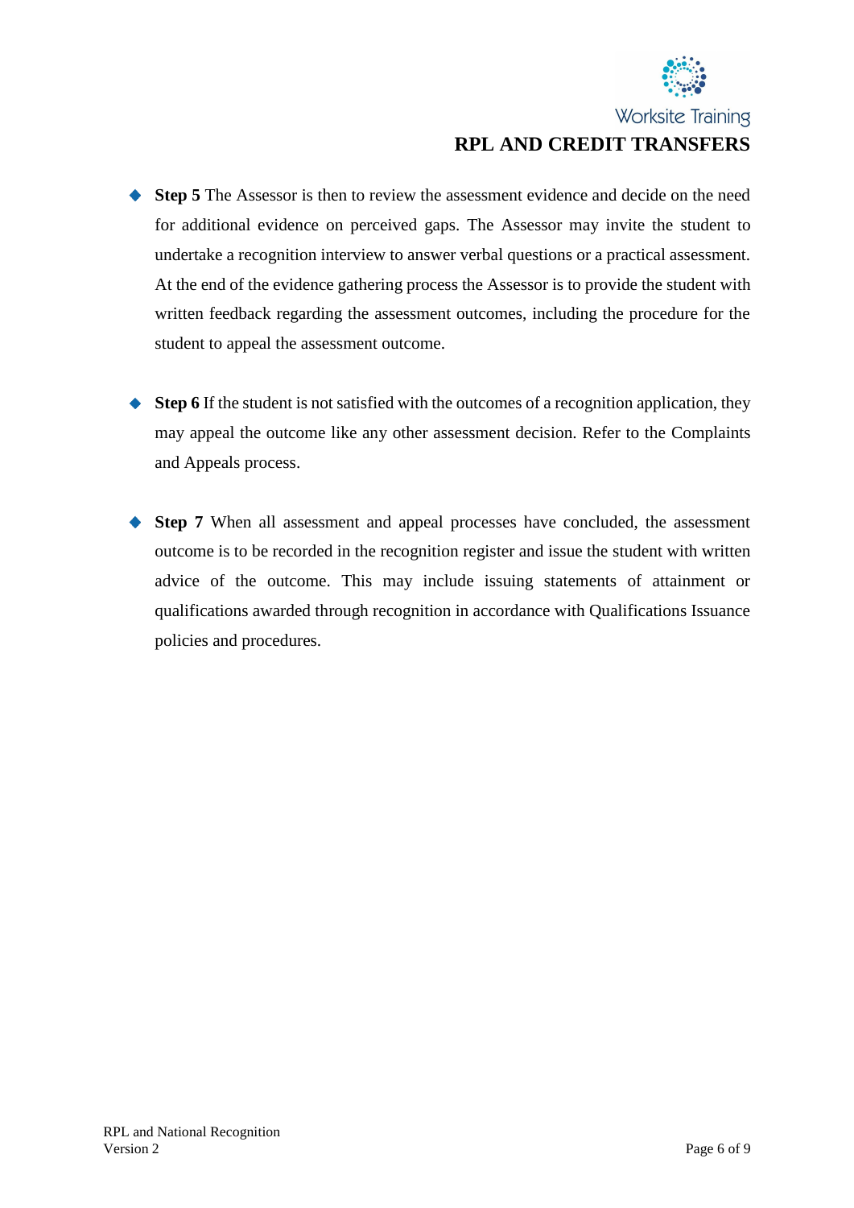- **Step 5** The Assessor is then to review the assessment evidence and decide on the need for additional evidence on perceived gaps. The Assessor may invite the student to undertake a recognition interview to answer verbal questions or a practical assessment. At the end of the evidence gathering process the Assessor is to provide the student with written feedback regarding the assessment outcomes, including the procedure for the student to appeal the assessment outcome.

- **Step 6** If the student is not satisfied with the outcomes of a recognition application, they may appeal the outcome like any other assessment decision. Refer to the Complaints and Appeals process.

- **Step 7** When all assessment and appeal processes have concluded, the assessment outcome is to be recorded in the recognition register and issue the student with written advice of the outcome. This may include issuing statements of attainment or qualifications awarded through recognition in accordance with Qualifications Issuance policies and procedures.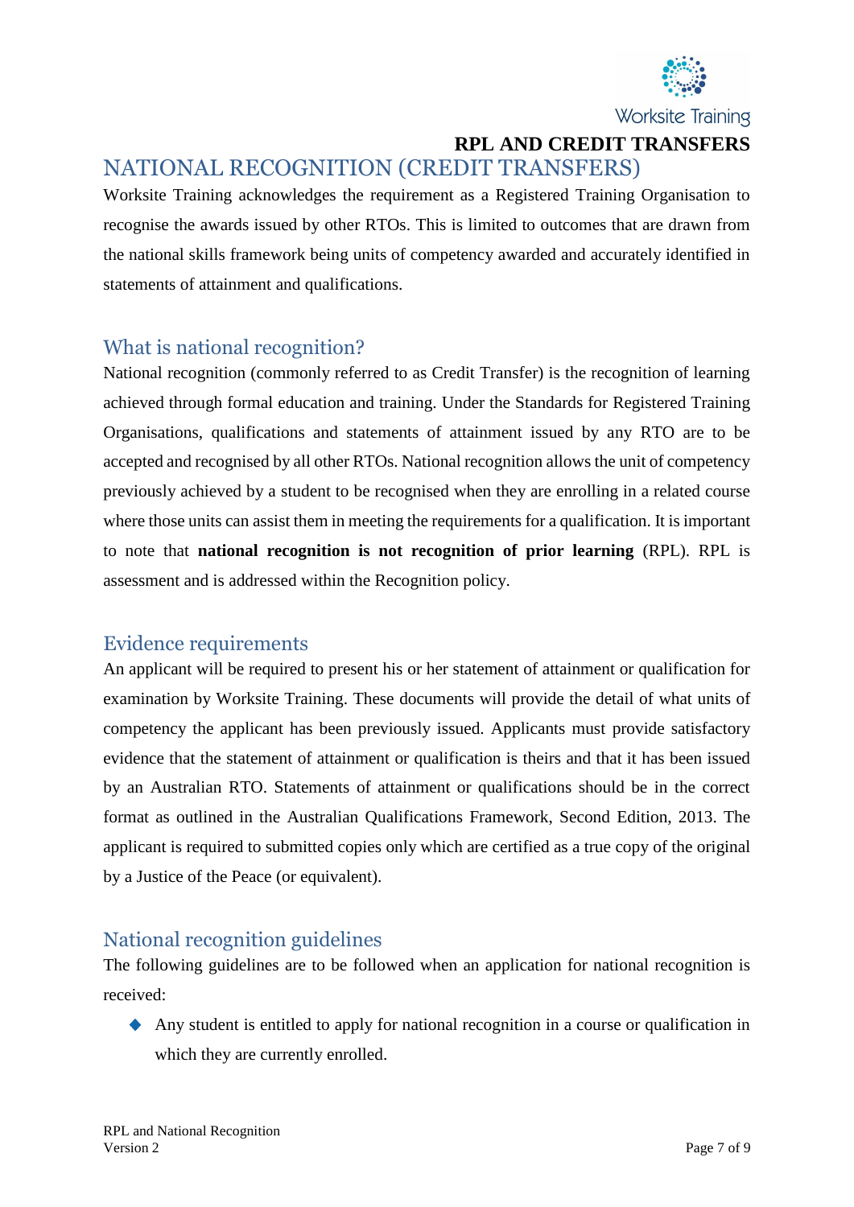# NATIONAL RECOGNITION (CREDIT TRANSFERS)

Worksite Training acknowledges the requirement as a Registered Training Organisation to recognise the awards issued by other RTOs. This is limited to outcomes that are drawn from the national skills framework being units of competency awarded and accurately identified in statements of attainment and qualifications.

## What is national recognition?

National recognition (commonly referred to as Credit Transfer) is the recognition of learning achieved through formal education and training. Under the Standards for Registered Training Organisations, qualifications and statements of attainment issued by any RTO are to be accepted and recognised by all other RTOs. National recognition allows the unit of competency previously achieved by a student to be recognised when they are enrolling in a related course where those units can assist them in meeting the requirements for a qualification. It is important to note that **national recognition is not recognition of prior learning** (RPL). RPL is assessment and is addressed within the Recognition policy.

## Evidence requirements

An applicant will be required to present his or her statement of attainment or qualification for examination by Worksite Training. These documents will provide the detail of what units of competency the applicant has been previously issued. Applicants must provide satisfactory evidence that the statement of attainment or qualification is theirs and that it has been issued by an Australian RTO. Statements of attainment or qualifications should be in the correct format as outlined in the Australian Qualifications Framework, Second Edition, 2013. The applicant is required to submitted copies only which are certified as a true copy of the original by a Justice of the Peace (or equivalent).

## National recognition guidelines

The following guidelines are to be followed when an application for national recognition is received:

- Any student is entitled to apply for national recognition in a course or qualification in which they are currently enrolled.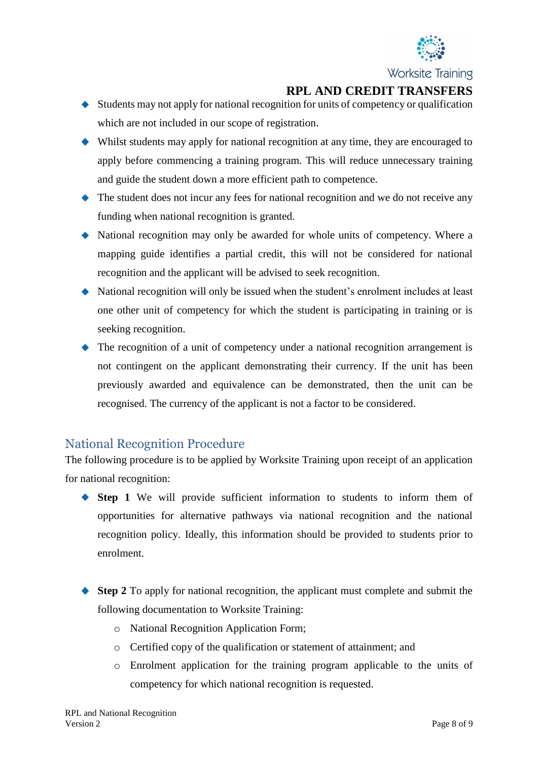- Students may not apply for national recognition for units of competency or qualification which are not included in our scope of registration.
- Whilst students may apply for national recognition at any time, they are encouraged to apply before commencing a training program. This will reduce unnecessary training and guide the student down a more efficient path to competence.
- The student does not incur any fees for national recognition and we do not receive any funding when national recognition is granted.
- National recognition may only be awarded for whole units of competency. Where a mapping guide identifies a partial credit, this will not be considered for national recognition and the applicant will be advised to seek recognition.
- National recognition will only be issued when the student's enrolment includes at least one other unit of competency for which the student is participating in training or is seeking recognition.
- The recognition of a unit of competency under a national recognition arrangement is not contingent on the applicant demonstrating their currency. If the unit has been previously awarded and equivalence can be demonstrated, then the unit can be recognised. The currency of the applicant is not a factor to be considered.

## National Recognition Procedure

The following procedure is to be applied by Worksite Training upon receipt of an application for national recognition:

- **Step 1** We will provide sufficient information to students to inform them of opportunities for alternative pathways via national recognition and the national recognition policy. Ideally, this information should be provided to students prior to enrolment.

- **Step 2** To apply for national recognition, the applicant must complete and submit the following documentation to Worksite Training:
  - National Recognition Application Form;
  - Certified copy of the qualification or statement of attainment; and
  - Enrolment application for the training program applicable to the units of competency for which national recognition is requested.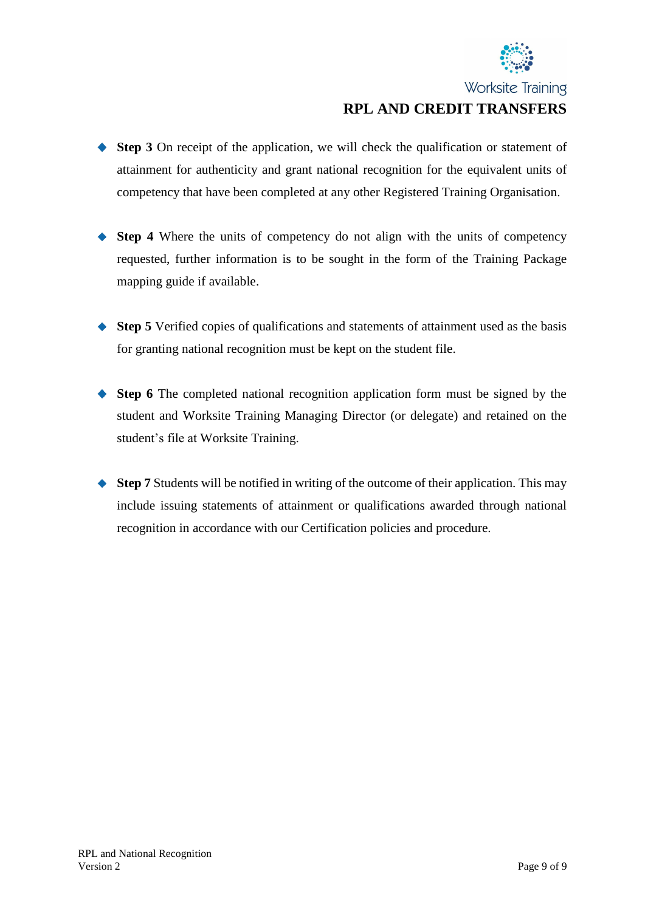- **Step 3** On receipt of the application, we will check the qualification or statement of attainment for authenticity and grant national recognition for the equivalent units of competency that have been completed at any other Registered Training Organisation.

- **Step 4** Where the units of competency do not align with the units of competency requested, further information is to be sought in the form of the Training Package mapping guide if available.

- **Step 5** Verified copies of qualifications and statements of attainment used as the basis for granting national recognition must be kept on the student file.

- **Step 6** The completed national recognition application form must be signed by the student and Worksite Training Managing Director (or delegate) and retained on the student's file at Worksite Training.

- **Step 7** Students will be notified in writing of the outcome of their application. This may include issuing statements of attainment or qualifications awarded through national recognition in accordance with our Certification policies and procedure.